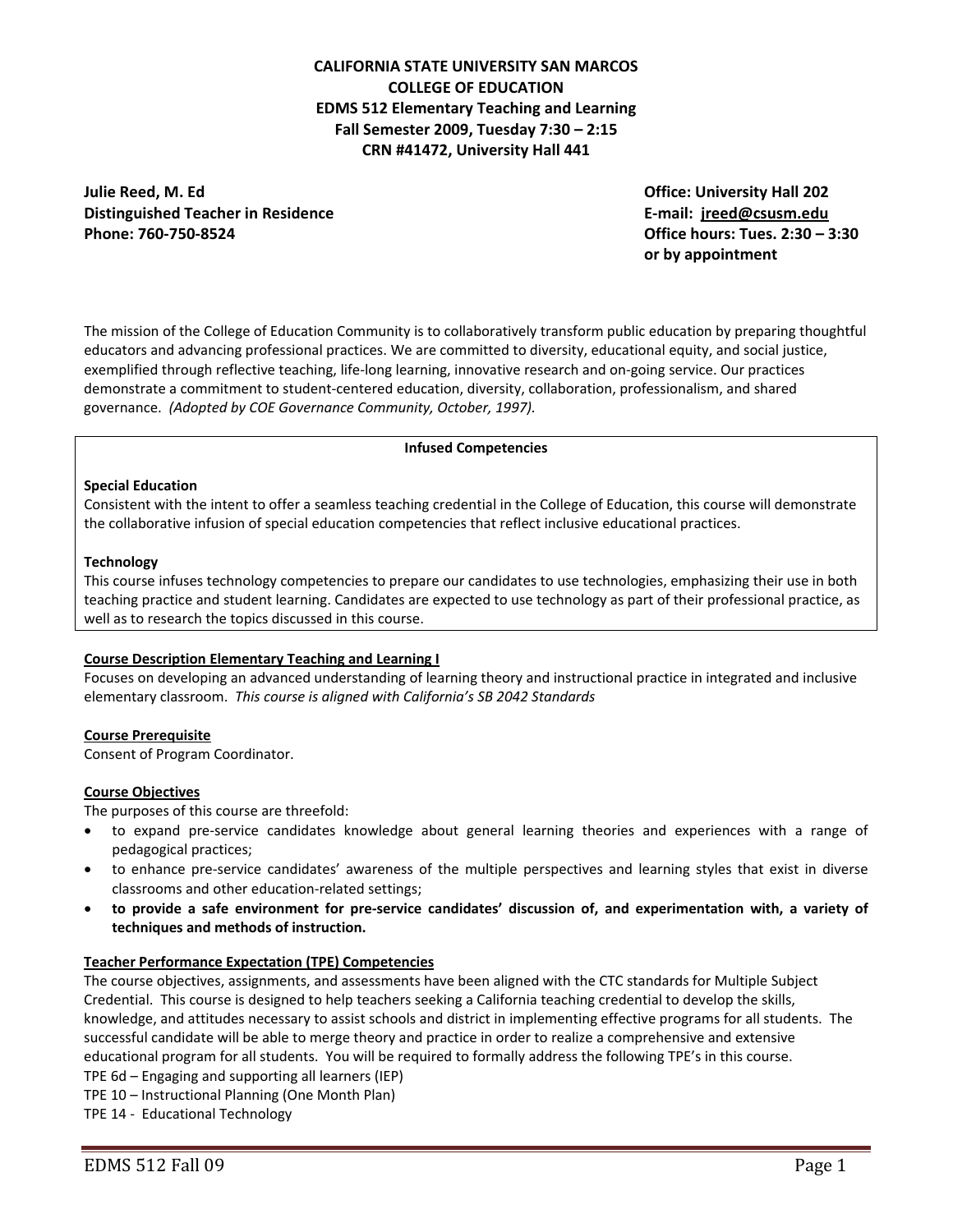**CALIFORNIA STATE UNIVERSITY SAN MARCOS**
**COLLEGE OF EDUCATION**
**EDMS 512 Elementary Teaching and Learning**
**Fall Semester 2009, Tuesday 7:30 – 2:15**
**CRN #41472, University Hall 441**

**Julie Reed, M. Ed**
**Distinguished Teacher in Residence**
**Phone: 760-750-8524**

**Office: University Hall 202**
**E-mail: jreed@csusm.edu**
**Office hours: Tues. 2:30 – 3:30 or by appointment**

The mission of the College of Education Community is to collaboratively transform public education by preparing thoughtful educators and advancing professional practices. We are committed to diversity, educational equity, and social justice, exemplified through reflective teaching, life-long learning, innovative research and on-going service. Our practices demonstrate a commitment to student-centered education, diversity, collaboration, professionalism, and shared governance. *(Adopted by COE Governance Community, October, 1997).*

**Infused Competencies**

**Special Education**
Consistent with the intent to offer a seamless teaching credential in the College of Education, this course will demonstrate the collaborative infusion of special education competencies that reflect inclusive educational practices.

**Technology**
This course infuses technology competencies to prepare our candidates to use technologies, emphasizing their use in both teaching practice and student learning. Candidates are expected to use technology as part of their professional practice, as well as to research the topics discussed in this course.

**Course Description Elementary Teaching and Learning I**
Focuses on developing an advanced understanding of learning theory and instructional practice in integrated and inclusive elementary classroom. *This course is aligned with California's SB 2042 Standards*

**Course Prerequisite**
Consent of Program Coordinator.

**Course Objectives**
The purposes of this course are threefold:

- to expand pre-service candidates knowledge about general learning theories and experiences with a range of pedagogical practices;
- to enhance pre-service candidates' awareness of the multiple perspectives and learning styles that exist in diverse classrooms and other education-related settings;
- **to provide a safe environment for pre-service candidates' discussion of, and experimentation with, a variety of techniques and methods of instruction.**

**Teacher Performance Expectation (TPE) Competencies**
The course objectives, assignments, and assessments have been aligned with the CTC standards for Multiple Subject Credential. This course is designed to help teachers seeking a California teaching credential to develop the skills, knowledge, and attitudes necessary to assist schools and district in implementing effective programs for all students. The successful candidate will be able to merge theory and practice in order to realize a comprehensive and extensive educational program for all students. You will be required to formally address the following TPE's in this course.

TPE 6d – Engaging and supporting all learners (IEP)
TPE 10 – Instructional Planning (One Month Plan)
TPE 14 - Educational Technology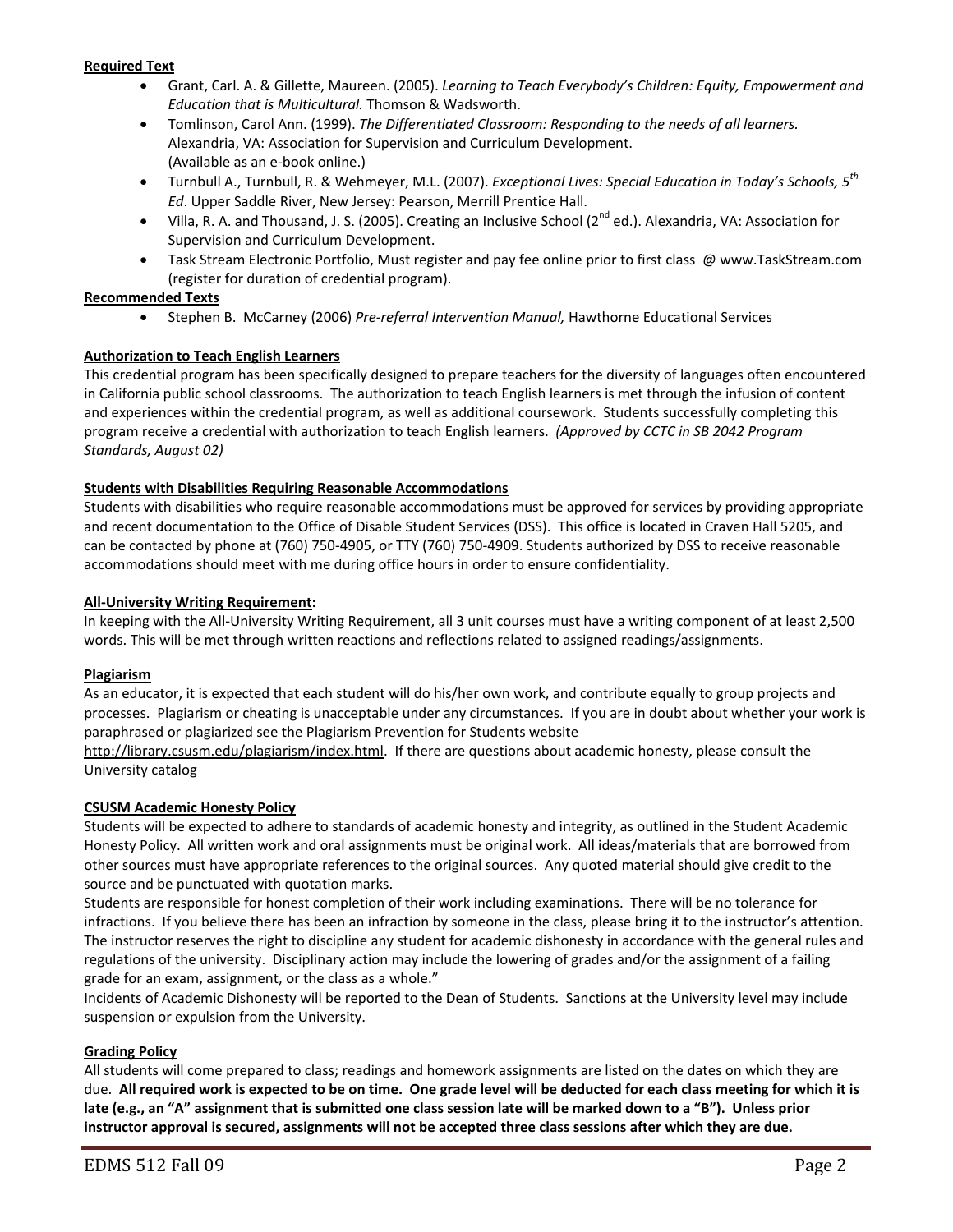**Required Text**

- Grant, Carl. A. & Gillette, Maureen. (2005). *Learning to Teach Everybody's Children: Equity, Empowerment and Education that is Multicultural.* Thomson & Wadsworth.
- Tomlinson, Carol Ann. (1999). *The Differentiated Classroom: Responding to the needs of all learners.* Alexandria, VA: Association for Supervision and Curriculum Development. (Available as an e-book online.)
- Turnbull A., Turnbull, R. & Wehmeyer, M.L. (2007). *Exceptional Lives: Special Education in Today's Schools, 5th Ed*. Upper Saddle River, New Jersey: Pearson, Merrill Prentice Hall.
- Villa, R. A. and Thousand, J. S. (2005). Creating an Inclusive School (2nd ed.). Alexandria, VA: Association for Supervision and Curriculum Development.
- Task Stream Electronic Portfolio, Must register and pay fee online prior to first class @ www.TaskStream.com (register for duration of credential program).

**Recommended Texts**

- Stephen B. McCarney (2006) *Pre-referral Intervention Manual,* Hawthorne Educational Services

**Authorization to Teach English Learners**

This credential program has been specifically designed to prepare teachers for the diversity of languages often encountered in California public school classrooms. The authorization to teach English learners is met through the infusion of content and experiences within the credential program, as well as additional coursework. Students successfully completing this program receive a credential with authorization to teach English learners. *(Approved by CCTC in SB 2042 Program Standards, August 02)*

**Students with Disabilities Requiring Reasonable Accommodations**

Students with disabilities who require reasonable accommodations must be approved for services by providing appropriate and recent documentation to the Office of Disable Student Services (DSS). This office is located in Craven Hall 5205, and can be contacted by phone at (760) 750-4905, or TTY (760) 750-4909. Students authorized by DSS to receive reasonable accommodations should meet with me during office hours in order to ensure confidentiality.

**All-University Writing Requirement:**

In keeping with the All-University Writing Requirement, all 3 unit courses must have a writing component of at least 2,500 words. This will be met through written reactions and reflections related to assigned readings/assignments.

**Plagiarism**

As an educator, it is expected that each student will do his/her own work, and contribute equally to group projects and processes. Plagiarism or cheating is unacceptable under any circumstances. If you are in doubt about whether your work is paraphrased or plagiarized see the Plagiarism Prevention for Students website http://library.csusm.edu/plagiarism/index.html. If there are questions about academic honesty, please consult the University catalog

**CSUSM Academic Honesty Policy**

Students will be expected to adhere to standards of academic honesty and integrity, as outlined in the Student Academic Honesty Policy. All written work and oral assignments must be original work. All ideas/materials that are borrowed from other sources must have appropriate references to the original sources. Any quoted material should give credit to the source and be punctuated with quotation marks.

Students are responsible for honest completion of their work including examinations. There will be no tolerance for infractions. If you believe there has been an infraction by someone in the class, please bring it to the instructor's attention. The instructor reserves the right to discipline any student for academic dishonesty in accordance with the general rules and regulations of the university. Disciplinary action may include the lowering of grades and/or the assignment of a failing grade for an exam, assignment, or the class as a whole."

Incidents of Academic Dishonesty will be reported to the Dean of Students. Sanctions at the University level may include suspension or expulsion from the University.

**Grading Policy**

All students will come prepared to class; readings and homework assignments are listed on the dates on which they are due. **All required work is expected to be on time. One grade level will be deducted for each class meeting for which it is late (e.g., an "A" assignment that is submitted one class session late will be marked down to a "B"). Unless prior instructor approval is secured, assignments will not be accepted three class sessions after which they are due.**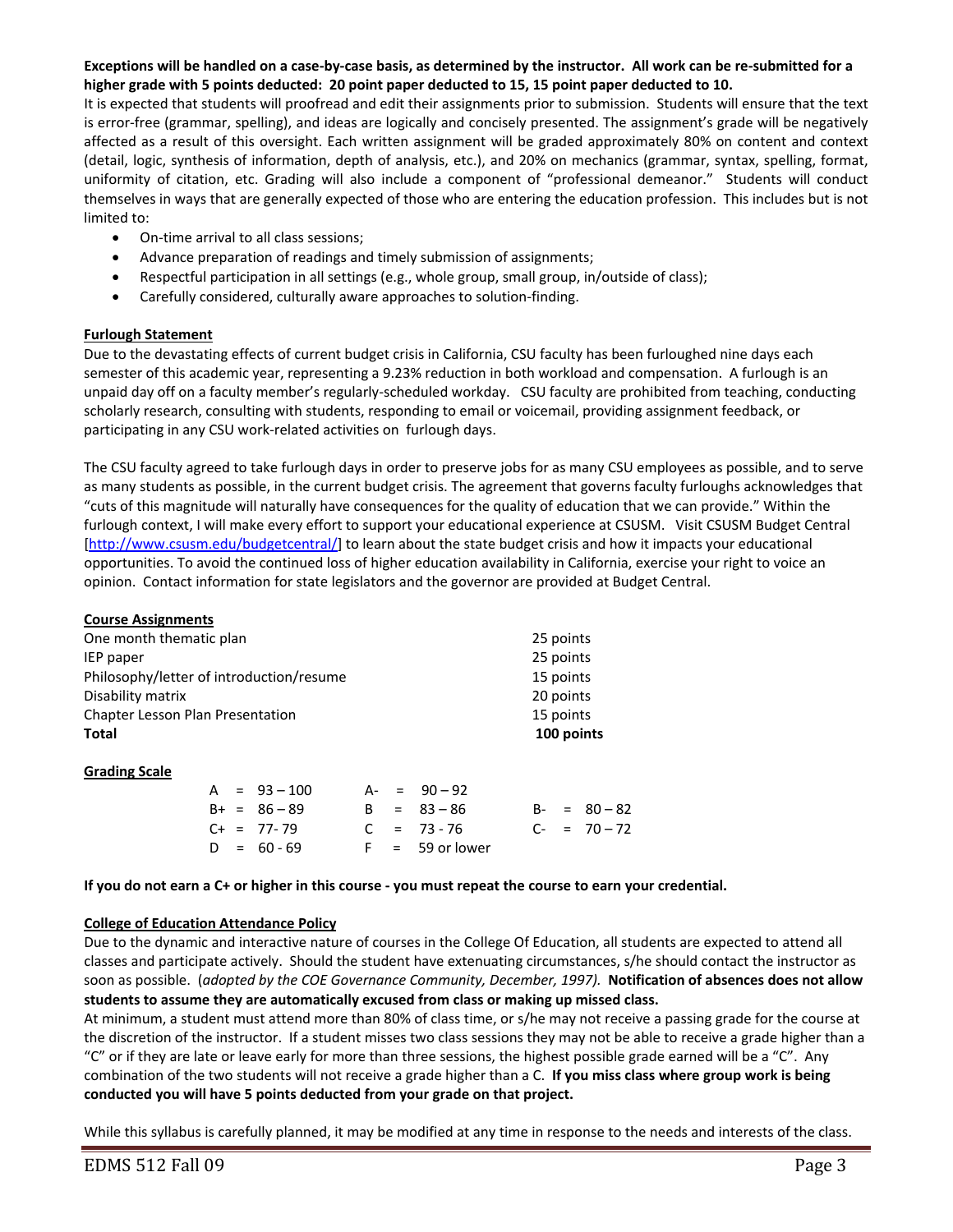**Exceptions will be handled on a case-by-case basis, as determined by the instructor. All work can be re-submitted for a higher grade with 5 points deducted: 20 point paper deducted to 15, 15 point paper deducted to 10.**

It is expected that students will proofread and edit their assignments prior to submission. Students will ensure that the text is error-free (grammar, spelling), and ideas are logically and concisely presented. The assignment's grade will be negatively affected as a result of this oversight. Each written assignment will be graded approximately 80% on content and context (detail, logic, synthesis of information, depth of analysis, etc.), and 20% on mechanics (grammar, syntax, spelling, format, uniformity of citation, etc. Grading will also include a component of "professional demeanor." Students will conduct themselves in ways that are generally expected of those who are entering the education profession. This includes but is not limited to:

- On-time arrival to all class sessions;
- Advance preparation of readings and timely submission of assignments;
- Respectful participation in all settings (e.g., whole group, small group, in/outside of class);
- Carefully considered, culturally aware approaches to solution-finding.

**Furlough Statement**

Due to the devastating effects of current budget crisis in California, CSU faculty has been furloughed nine days each semester of this academic year, representing a 9.23% reduction in both workload and compensation. A furlough is an unpaid day off on a faculty member's regularly-scheduled workday. CSU faculty are prohibited from teaching, conducting scholarly research, consulting with students, responding to email or voicemail, providing assignment feedback, or participating in any CSU work-related activities on furlough days.

The CSU faculty agreed to take furlough days in order to preserve jobs for as many CSU employees as possible, and to serve as many students as possible, in the current budget crisis. The agreement that governs faculty furloughs acknowledges that "cuts of this magnitude will naturally have consequences for the quality of education that we can provide." Within the furlough context, I will make every effort to support your educational experience at CSUSM. Visit CSUSM Budget Central [http://www.csusm.edu/budgetcentral/] to learn about the state budget crisis and how it impacts your educational opportunities. To avoid the continued loss of higher education availability in California, exercise your right to voice an opinion. Contact information for state legislators and the governor are provided at Budget Central.

**Course Assignments**

| | |
|---|---|
| One month thematic plan | 25 points |
| IEP paper | 25 points |
| Philosophy/letter of introduction/resume | 15 points |
| Disability matrix | 20 points |
| Chapter Lesson Plan Presentation | 15 points |
| **Total** | **100 points** |

**Grading Scale**

| | | |
|---|---|---|
| A = 93 – 100 | A- = 90 – 92 | |
| B+ = 86 – 89 | B = 83 – 86 | B- = 80 – 82 |
| C+ = 77- 79 | C = 73 - 76 | C- = 70 – 72 |
| D = 60 - 69 | F = 59 or lower | |

**If you do not earn a C+ or higher in this course - you must repeat the course to earn your credential.**

**College of Education Attendance Policy**

Due to the dynamic and interactive nature of courses in the College Of Education, all students are expected to attend all classes and participate actively. Should the student have extenuating circumstances, s/he should contact the instructor as soon as possible. (*adopted by the COE Governance Community, December, 1997).* **Notification of absences does not allow students to assume they are automatically excused from class or making up missed class.**

At minimum, a student must attend more than 80% of class time, or s/he may not receive a passing grade for the course at the discretion of the instructor. If a student misses two class sessions they may not be able to receive a grade higher than a "C" or if they are late or leave early for more than three sessions, the highest possible grade earned will be a "C". Any combination of the two students will not receive a grade higher than a C. **If you miss class where group work is being conducted you will have 5 points deducted from your grade on that project.**

While this syllabus is carefully planned, it may be modified at any time in response to the needs and interests of the class.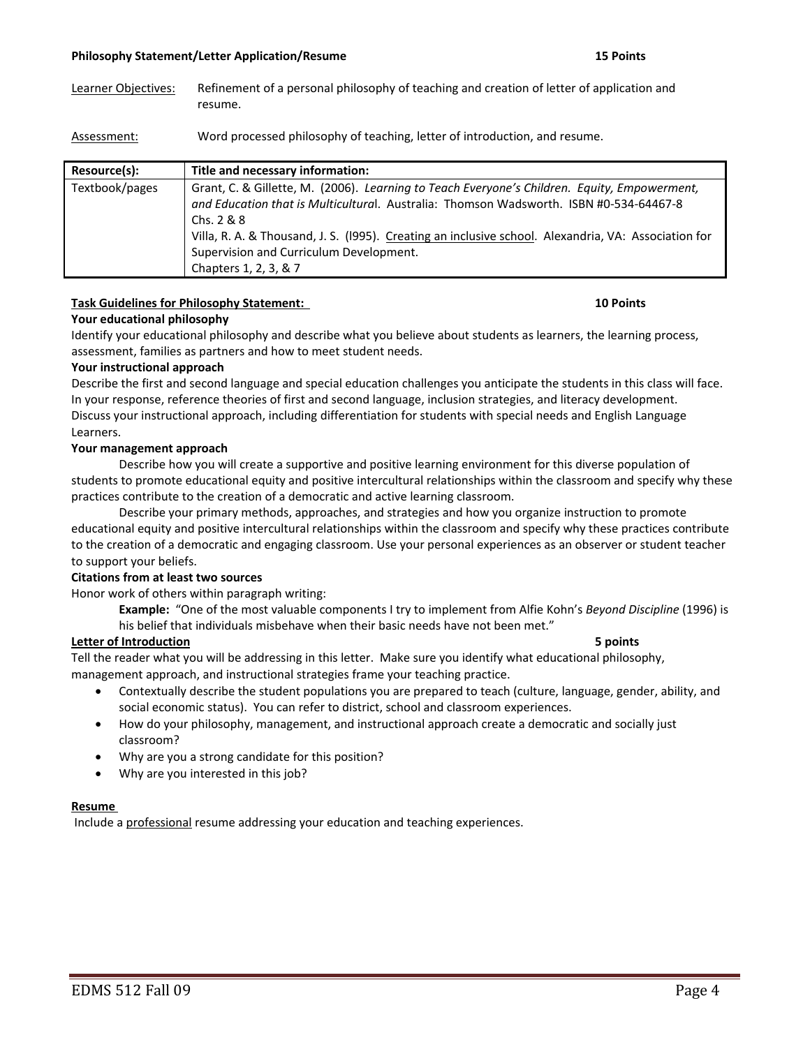**Philosophy Statement/Letter Application/Resume** **15 Points**

Learner Objectives: Refinement of a personal philosophy of teaching and creation of letter of application and resume.

Assessment: Word processed philosophy of teaching, letter of introduction, and resume.

| Resource(s): | Title and necessary information: |
|---|---|
| Textbook/pages | Grant, C. & Gillette, M. (2006). *Learning to Teach Everyone's Children. Equity, Empowerment, and Education that is Multicultura*l. Australia: Thomson Wadsworth. ISBN #0-534-64467-8<br>Chs. 2 & 8<br>Villa, R. A. & Thousand, J. S. (l995). Creating an inclusive school. Alexandria, VA: Association for Supervision and Curriculum Development.<br>Chapters 1, 2, 3, & 7 |

**Task Guidelines for Philosophy Statement:** **10 Points**

**Your educational philosophy**

Identify your educational philosophy and describe what you believe about students as learners, the learning process, assessment, families as partners and how to meet student needs.

**Your instructional approach**

Describe the first and second language and special education challenges you anticipate the students in this class will face. In your response, reference theories of first and second language, inclusion strategies, and literacy development. Discuss your instructional approach, including differentiation for students with special needs and English Language Learners.

**Your management approach**

Describe how you will create a supportive and positive learning environment for this diverse population of students to promote educational equity and positive intercultural relationships within the classroom and specify why these practices contribute to the creation of a democratic and active learning classroom.

Describe your primary methods, approaches, and strategies and how you organize instruction to promote educational equity and positive intercultural relationships within the classroom and specify why these practices contribute to the creation of a democratic and engaging classroom. Use your personal experiences as an observer or student teacher to support your beliefs.

**Citations from at least two sources**

Honor work of others within paragraph writing:

> **Example:** "One of the most valuable components I try to implement from Alfie Kohn's *Beyond Discipline* (1996) is his belief that individuals misbehave when their basic needs have not been met."

**Letter of Introduction** **5 points**

Tell the reader what you will be addressing in this letter. Make sure you identify what educational philosophy, management approach, and instructional strategies frame your teaching practice.

- Contextually describe the student populations you are prepared to teach (culture, language, gender, ability, and social economic status). You can refer to district, school and classroom experiences.
- How do your philosophy, management, and instructional approach create a democratic and socially just classroom?
- Why are you a strong candidate for this position?
- Why are you interested in this job?

**Resume**

Include a professional resume addressing your education and teaching experiences.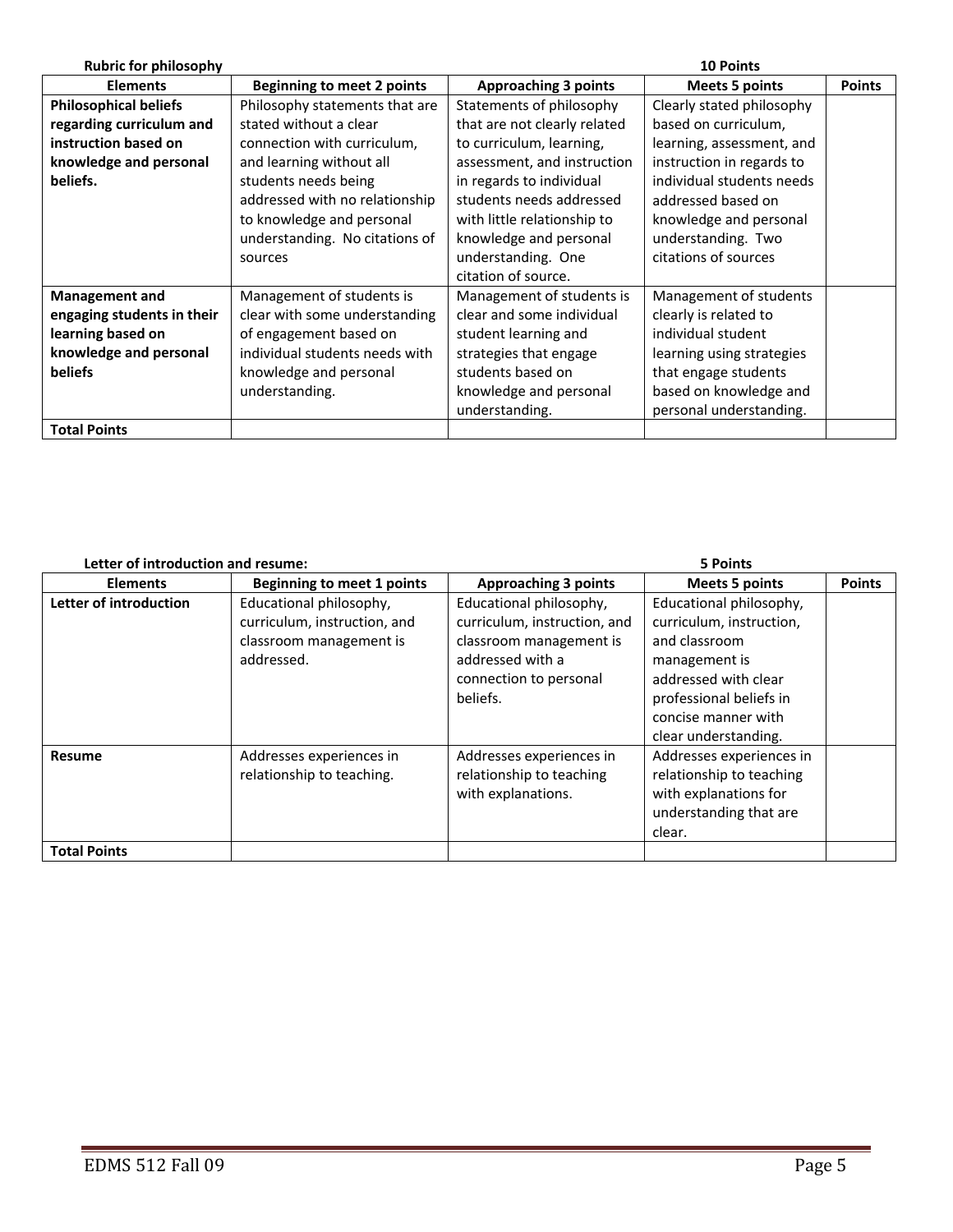**Rubric for philosophy** **10 Points**

| Elements | Beginning to meet 2 points | Approaching 3 points | Meets 5 points | Points |
|---|---|---|---|---|
| **Philosophical beliefs regarding curriculum and instruction based on knowledge and personal beliefs.** | Philosophy statements that are stated without a clear connection with curriculum, and learning without all students needs being addressed with no relationship to knowledge and personal understanding. No citations of sources | Statements of philosophy that are not clearly related to curriculum, learning, assessment, and instruction in regards to individual students needs addressed with little relationship to knowledge and personal understanding. One citation of source. | Clearly stated philosophy based on curriculum, learning, assessment, and instruction in regards to individual students needs addressed based on knowledge and personal understanding. Two citations of sources | |
| **Management and engaging students in their learning based on knowledge and personal beliefs** | Management of students is clear with some understanding of engagement based on individual students needs with knowledge and personal understanding. | Management of students is clear and some individual student learning and strategies that engage students based on knowledge and personal understanding. | Management of students clearly is related to individual student learning using strategies that engage students based on knowledge and personal understanding. | |
| **Total Points** | | | | |

**Letter of introduction and resume:** **5 Points**

| Elements | Beginning to meet 1 points | Approaching 3 points | Meets 5 points | Points |
|---|---|---|---|---|
| **Letter of introduction** | Educational philosophy, curriculum, instruction, and classroom management is addressed. | Educational philosophy, curriculum, instruction, and classroom management is addressed with a connection to personal beliefs. | Educational philosophy, curriculum, instruction, and classroom management is addressed with clear professional beliefs in concise manner with clear understanding. | |
| **Resume** | Addresses experiences in relationship to teaching. | Addresses experiences in relationship to teaching with explanations. | Addresses experiences in relationship to teaching with explanations for understanding that are clear. | |
| **Total Points** | | | | |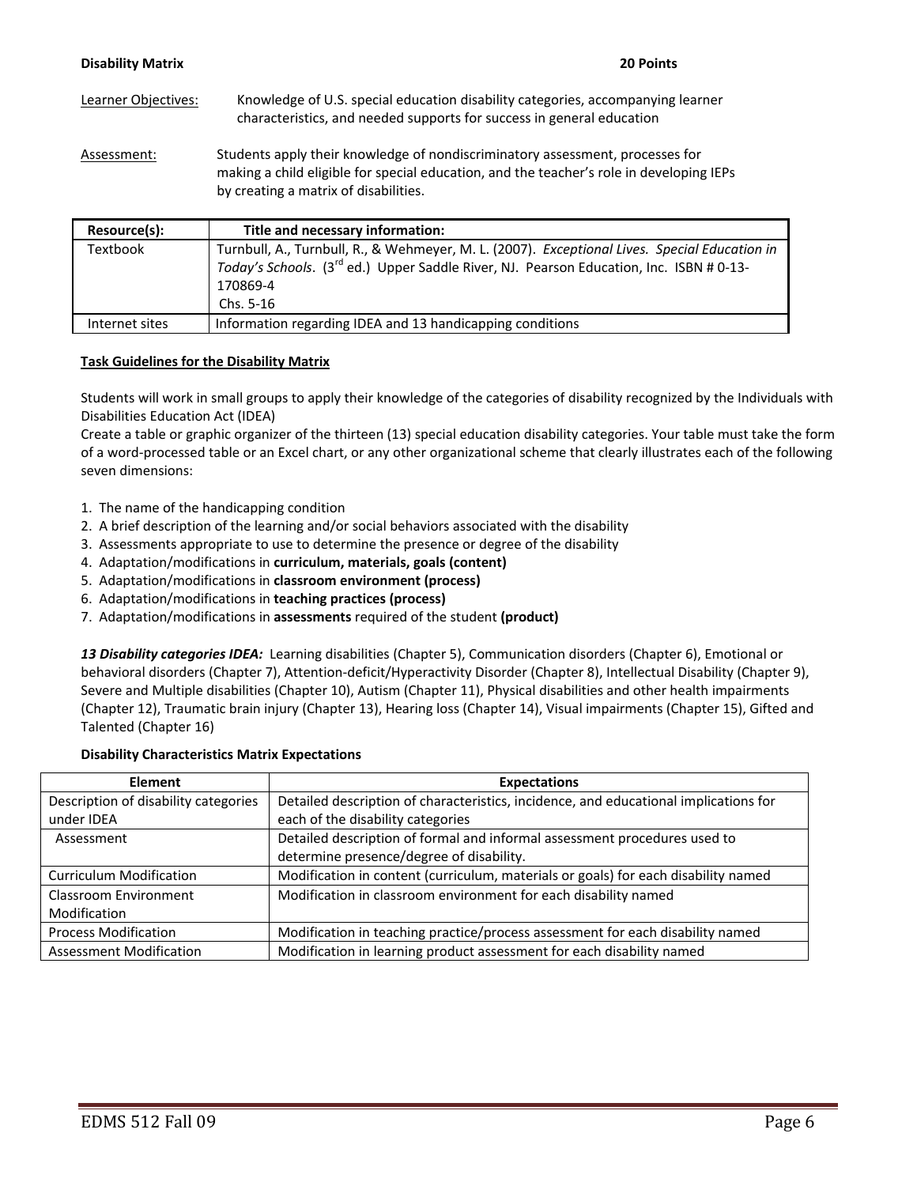**Disability Matrix** **20 Points**

Learner Objectives: Knowledge of U.S. special education disability categories, accompanying learner characteristics, and needed supports for success in general education

Assessment: Students apply their knowledge of nondiscriminatory assessment, processes for making a child eligible for special education, and the teacher's role in developing IEPs by creating a matrix of disabilities.

| Resource(s): | Title and necessary information: |
|---|---|
| Textbook | Turnbull, A., Turnbull, R., & Wehmeyer, M. L. (2007). *Exceptional Lives. Special Education in Today's Schools*. (3rd ed.) Upper Saddle River, NJ. Pearson Education, Inc. ISBN # 0-13-170869-4 Chs. 5-16 |
| Internet sites | Information regarding IDEA and 13 handicapping conditions |

**Task Guidelines for the Disability Matrix**

Students will work in small groups to apply their knowledge of the categories of disability recognized by the Individuals with Disabilities Education Act (IDEA)
Create a table or graphic organizer of the thirteen (13) special education disability categories. Your table must take the form of a word-processed table or an Excel chart, or any other organizational scheme that clearly illustrates each of the following seven dimensions:

1. The name of the handicapping condition
2. A brief description of the learning and/or social behaviors associated with the disability
3. Assessments appropriate to use to determine the presence or degree of the disability
4. Adaptation/modifications in **curriculum, materials, goals (content)**
5. Adaptation/modifications in **classroom environment (process)**
6. Adaptation/modifications in **teaching practices (process)**
7. Adaptation/modifications in **assessments** required of the student **(product)**

***13 Disability categories IDEA:*** Learning disabilities (Chapter 5), Communication disorders (Chapter 6), Emotional or behavioral disorders (Chapter 7), Attention-deficit/Hyperactivity Disorder (Chapter 8), Intellectual Disability (Chapter 9), Severe and Multiple disabilities (Chapter 10), Autism (Chapter 11), Physical disabilities and other health impairments (Chapter 12), Traumatic brain injury (Chapter 13), Hearing loss (Chapter 14), Visual impairments (Chapter 15), Gifted and Talented (Chapter 16)

**Disability Characteristics Matrix Expectations**

| Element | Expectations |
|---|---|
| Description of disability categories under IDEA | Detailed description of characteristics, incidence, and educational implications for each of the disability categories |
| Assessment | Detailed description of formal and informal assessment procedures used to determine presence/degree of disability. |
| Curriculum Modification | Modification in content (curriculum, materials or goals) for each disability named |
| Classroom Environment Modification | Modification in classroom environment for each disability named |
| Process Modification | Modification in teaching practice/process assessment for each disability named |
| Assessment Modification | Modification in learning product assessment for each disability named |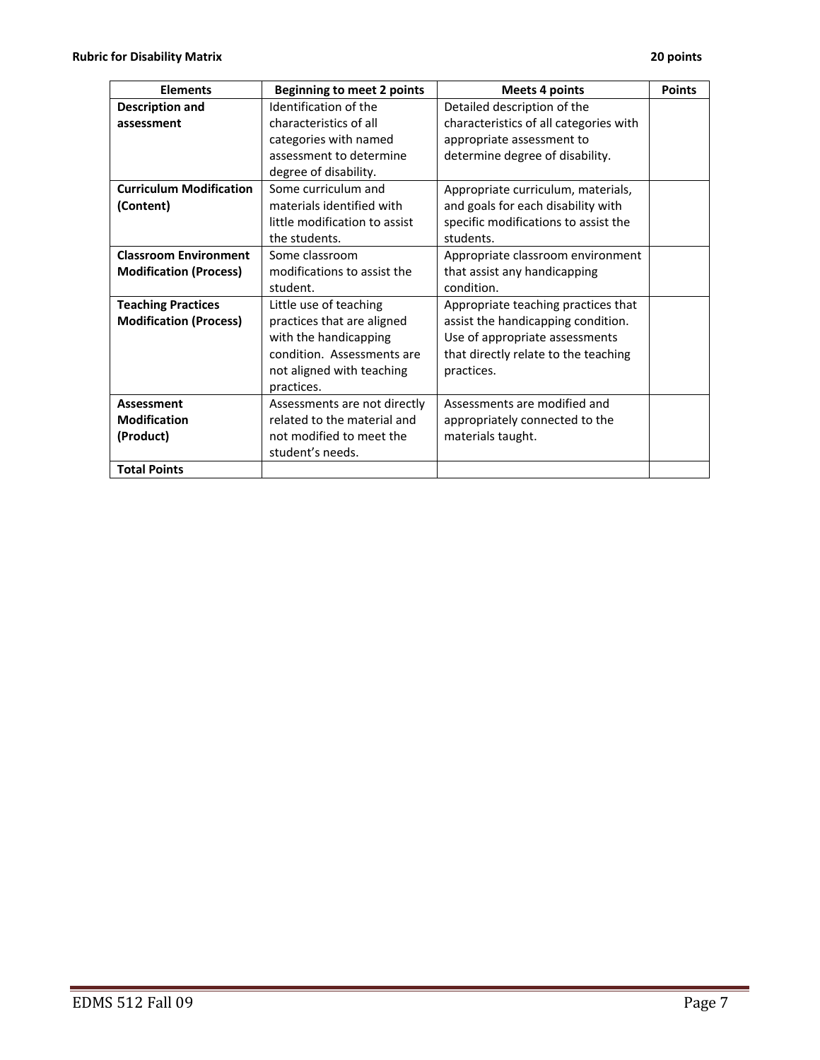**Rubric for Disability Matrix** **20 points**

| Elements | Beginning to meet 2 points | Meets 4 points | Points |
|---|---|---|---|
| **Description and assessment** | Identification of the characteristics of all categories with named assessment to determine degree of disability. | Detailed description of the characteristics of all categories with appropriate assessment to determine degree of disability. | |
| **Curriculum Modification (Content)** | Some curriculum and materials identified with little modification to assist the students. | Appropriate curriculum, materials, and goals for each disability with specific modifications to assist the students. | |
| **Classroom Environment Modification (Process)** | Some classroom modifications to assist the student. | Appropriate classroom environment that assist any handicapping condition. | |
| **Teaching Practices Modification (Process)** | Little use of teaching practices that are aligned with the handicapping condition. Assessments are not aligned with teaching practices. | Appropriate teaching practices that assist the handicapping condition. Use of appropriate assessments that directly relate to the teaching practices. | |
| **Assessment Modification (Product)** | Assessments are not directly related to the material and not modified to meet the student's needs. | Assessments are modified and appropriately connected to the materials taught. | |
| **Total Points** | | | |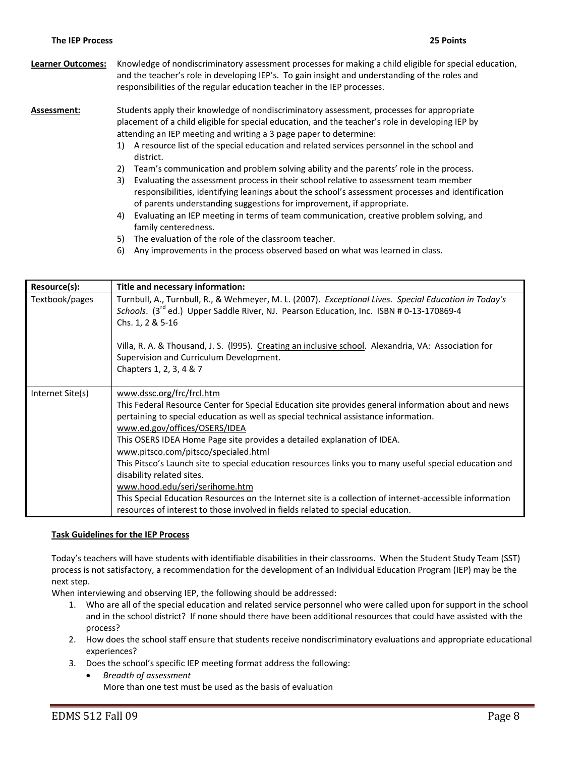**The IEP Process** **25 Points**

**Learner Outcomes:** Knowledge of nondiscriminatory assessment processes for making a child eligible for special education, and the teacher's role in developing IEP's. To gain insight and understanding of the roles and responsibilities of the regular education teacher in the IEP processes.

**Assessment:** Students apply their knowledge of nondiscriminatory assessment, processes for appropriate placement of a child eligible for special education, and the teacher's role in developing IEP by attending an IEP meeting and writing a 3 page paper to determine:

1) A resource list of the special education and related services personnel in the school and district.
2) Team's communication and problem solving ability and the parents' role in the process.
3) Evaluating the assessment process in their school relative to assessment team member responsibilities, identifying leanings about the school's assessment processes and identification of parents understanding suggestions for improvement, if appropriate.
4) Evaluating an IEP meeting in terms of team communication, creative problem solving, and family centeredness.
5) The evaluation of the role of the classroom teacher.
6) Any improvements in the process observed based on what was learned in class.

| Resource(s): | Title and necessary information: |
|---|---|
| Textbook/pages | Turnbull, A., Turnbull, R., & Wehmeyer, M. L. (2007). *Exceptional Lives. Special Education in Today's Schools*. (3rd ed.) Upper Saddle River, NJ. Pearson Education, Inc. ISBN # 0-13-170869-4<br>Chs. 1, 2 & 5-16<br><br>Villa, R. A. & Thousand, J. S. (l995). Creating an inclusive school. Alexandria, VA: Association for Supervision and Curriculum Development.<br>Chapters 1, 2, 3, 4 & 7 |
| Internet Site(s) | www.dssc.org/frc/frcl.htm<br>This Federal Resource Center for Special Education site provides general information about and news pertaining to special education as well as special technical assistance information.<br>www.ed.gov/offices/OSERS/IDEA<br>This OSERS IDEA Home Page site provides a detailed explanation of IDEA.<br>www.pitsco.com/pitsco/specialed.html<br>This Pitsco's Launch site to special education resources links you to many useful special education and disability related sites.<br>www.hood.edu/seri/serihome.htm<br>This Special Education Resources on the Internet site is a collection of internet-accessible information resources of interest to those involved in fields related to special education. |

**Task Guidelines for the IEP Process**

Today's teachers will have students with identifiable disabilities in their classrooms. When the Student Study Team (SST) process is not satisfactory, a recommendation for the development of an Individual Education Program (IEP) may be the next step.

When interviewing and observing IEP, the following should be addressed:

1. Who are all of the special education and related service personnel who were called upon for support in the school and in the school district? If none should there have been additional resources that could have assisted with the process?
2. How does the school staff ensure that students receive nondiscriminatory evaluations and appropriate educational experiences?
3. Does the school's specific IEP meeting format address the following:
   - *Breadth of assessment*
     More than one test must be used as the basis of evaluation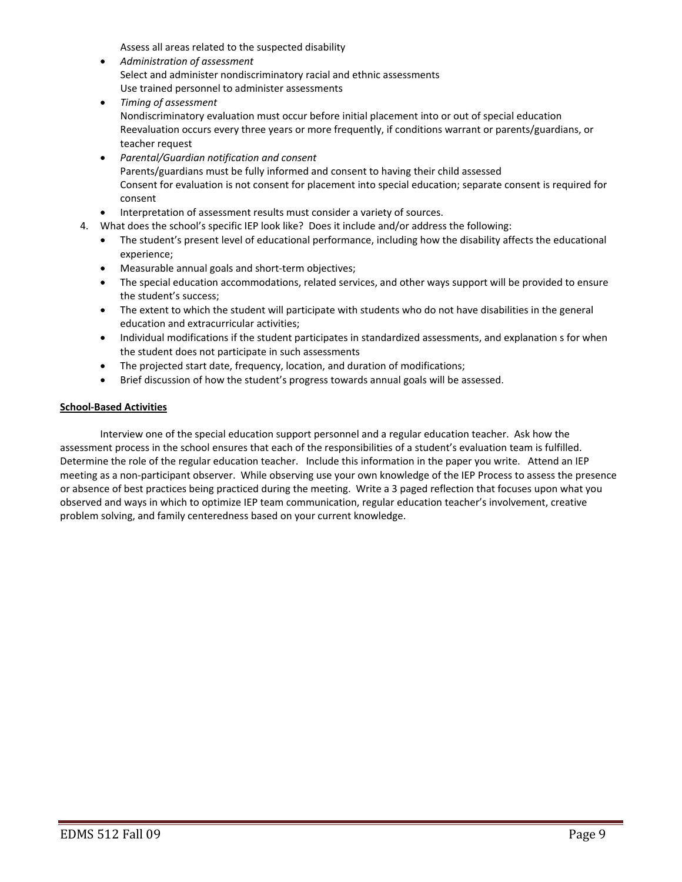Assess all areas related to the suspected disability

- *Administration of assessment*
  Select and administer nondiscriminatory racial and ethnic assessments
  Use trained personnel to administer assessments
- *Timing of assessment*
  Nondiscriminatory evaluation must occur before initial placement into or out of special education
  Reevaluation occurs every three years or more frequently, if conditions warrant or parents/guardians, or teacher request
- *Parental/Guardian notification and consent*
  Parents/guardians must be fully informed and consent to having their child assessed
  Consent for evaluation is not consent for placement into special education; separate consent is required for consent
- Interpretation of assessment results must consider a variety of sources.

4. What does the school's specific IEP look like? Does it include and/or address the following:
   - The student's present level of educational performance, including how the disability affects the educational experience;
   - Measurable annual goals and short-term objectives;
   - The special education accommodations, related services, and other ways support will be provided to ensure the student's success;
   - The extent to which the student will participate with students who do not have disabilities in the general education and extracurricular activities;
   - Individual modifications if the student participates in standardized assessments, and explanation s for when the student does not participate in such assessments
   - The projected start date, frequency, location, and duration of modifications;
   - Brief discussion of how the student's progress towards annual goals will be assessed.

**School-Based Activities**

Interview one of the special education support personnel and a regular education teacher. Ask how the assessment process in the school ensures that each of the responsibilities of a student's evaluation team is fulfilled. Determine the role of the regular education teacher. Include this information in the paper you write. Attend an IEP meeting as a non-participant observer. While observing use your own knowledge of the IEP Process to assess the presence or absence of best practices being practiced during the meeting. Write a 3 paged reflection that focuses upon what you observed and ways in which to optimize IEP team communication, regular education teacher's involvement, creative problem solving, and family centeredness based on your current knowledge.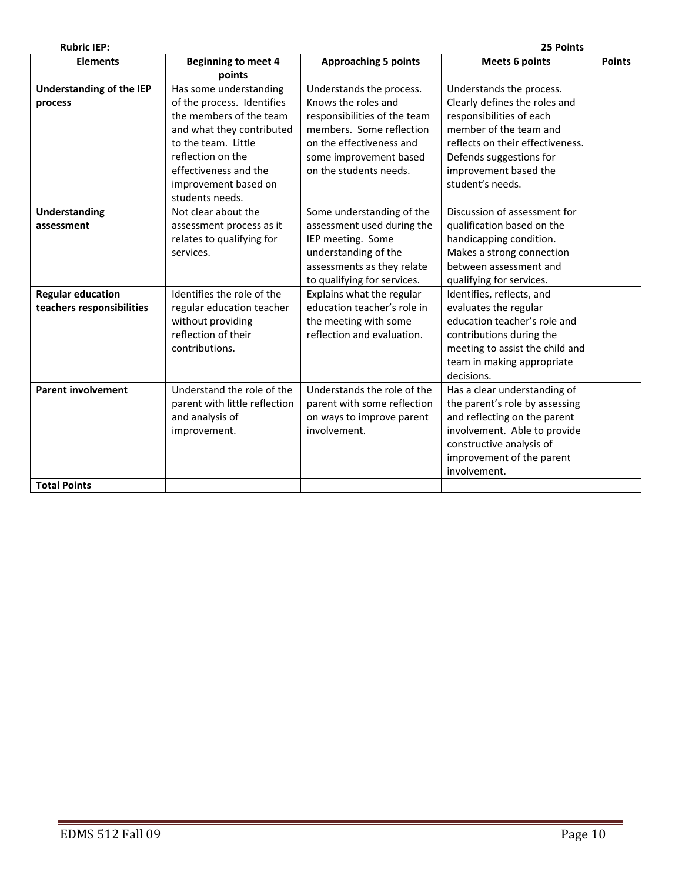**Rubric IEP:** **25 Points**

| Elements | Beginning to meet 4 points | Approaching 5 points | Meets 6 points | Points |
|---|---|---|---|---|
| **Understanding of the IEP process** | Has some understanding of the process. Identifies the members of the team and what they contributed to the team. Little reflection on the effectiveness and the improvement based on students needs. | Understands the process. Knows the roles and responsibilities of the team members. Some reflection on the effectiveness and some improvement based on the students needs. | Understands the process. Clearly defines the roles and responsibilities of each member of the team and reflects on their effectiveness. Defends suggestions for improvement based the student's needs. | |
| **Understanding assessment** | Not clear about the assessment process as it relates to qualifying for services. | Some understanding of the assessment used during the IEP meeting. Some understanding of the assessments as they relate to qualifying for services. | Discussion of assessment for qualification based on the handicapping condition. Makes a strong connection between assessment and qualifying for services. | |
| **Regular education teachers responsibilities** | Identifies the role of the regular education teacher without providing reflection of their contributions. | Explains what the regular education teacher's role in the meeting with some reflection and evaluation. | Identifies, reflects, and evaluates the regular education teacher's role and contributions during the meeting to assist the child and team in making appropriate decisions. | |
| **Parent involvement** | Understand the role of the parent with little reflection and analysis of improvement. | Understands the role of the parent with some reflection on ways to improve parent involvement. | Has a clear understanding of the parent's role by assessing and reflecting on the parent involvement. Able to provide constructive analysis of improvement of the parent involvement. | |
| **Total Points** | | | | |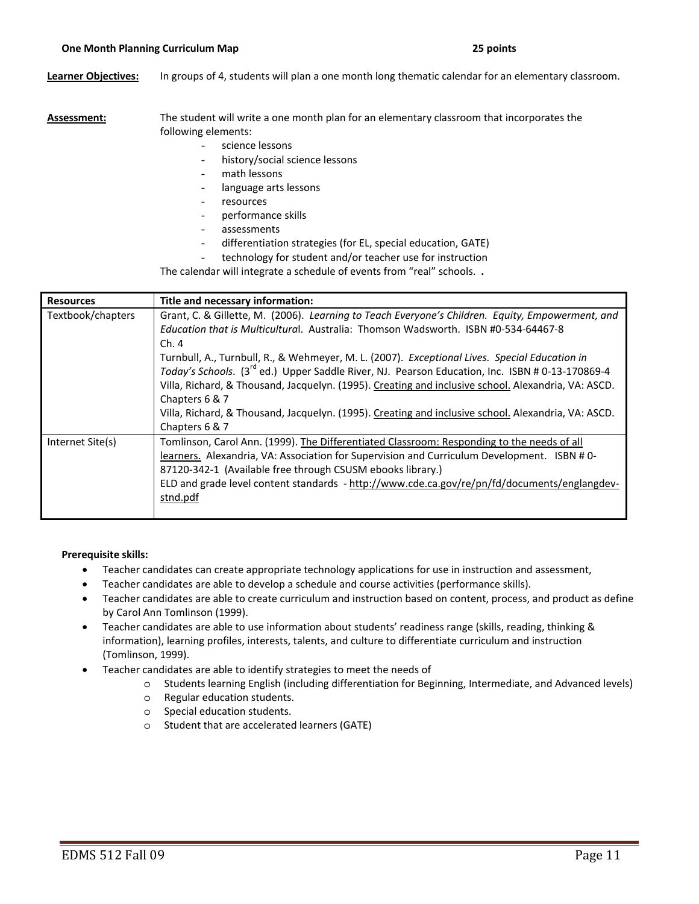**One Month Planning Curriculum Map** **25 points**

**Learner Objectives:** In groups of 4, students will plan a one month long thematic calendar for an elementary classroom.

**Assessment:** The student will write a one month plan for an elementary classroom that incorporates the following elements:

- science lessons
- history/social science lessons
- math lessons
- language arts lessons
- resources
- performance skills
- assessments
- differentiation strategies (for EL, special education, GATE)
- technology for student and/or teacher use for instruction

The calendar will integrate a schedule of events from "real" schools. .

| Resources | Title and necessary information: |
|---|---|
| Textbook/chapters | Grant, C. & Gillette, M. (2006). *Learning to Teach Everyone's Children. Equity, Empowerment, and Education that is Multicultura*l. Australia: Thomson Wadsworth. ISBN #0-534-64467-8<br>Ch. 4<br>Turnbull, A., Turnbull, R., & Wehmeyer, M. L. (2007). *Exceptional Lives. Special Education in Today's Schools*. (3rd ed.) Upper Saddle River, NJ. Pearson Education, Inc. ISBN # 0-13-170869-4<br>Villa, Richard, & Thousand, Jacquelyn. (1995). Creating and inclusive school. Alexandria, VA: ASCD. Chapters 6 & 7<br>Villa, Richard, & Thousand, Jacquelyn. (1995). Creating and inclusive school. Alexandria, VA: ASCD. Chapters 6 & 7 |
| Internet Site(s) | Tomlinson, Carol Ann. (1999). The Differentiated Classroom: Responding to the needs of all learners. Alexandria, VA: Association for Supervision and Curriculum Development. ISBN # 0-87120-342-1 (Available free through CSUSM ebooks library.)<br>ELD and grade level content standards - http://www.cde.ca.gov/re/pn/fd/documents/englangdev-stnd.pdf |

**Prerequisite skills:**

- Teacher candidates can create appropriate technology applications for use in instruction and assessment,
- Teacher candidates are able to develop a schedule and course activities (performance skills).
- Teacher candidates are able to create curriculum and instruction based on content, process, and product as define by Carol Ann Tomlinson (1999).
- Teacher candidates are able to use information about students' readiness range (skills, reading, thinking & information), learning profiles, interests, talents, and culture to differentiate curriculum and instruction (Tomlinson, 1999).
- Teacher candidates are able to identify strategies to meet the needs of
  - Students learning English (including differentiation for Beginning, Intermediate, and Advanced levels)
  - Regular education students.
  - Special education students.
  - Student that are accelerated learners (GATE)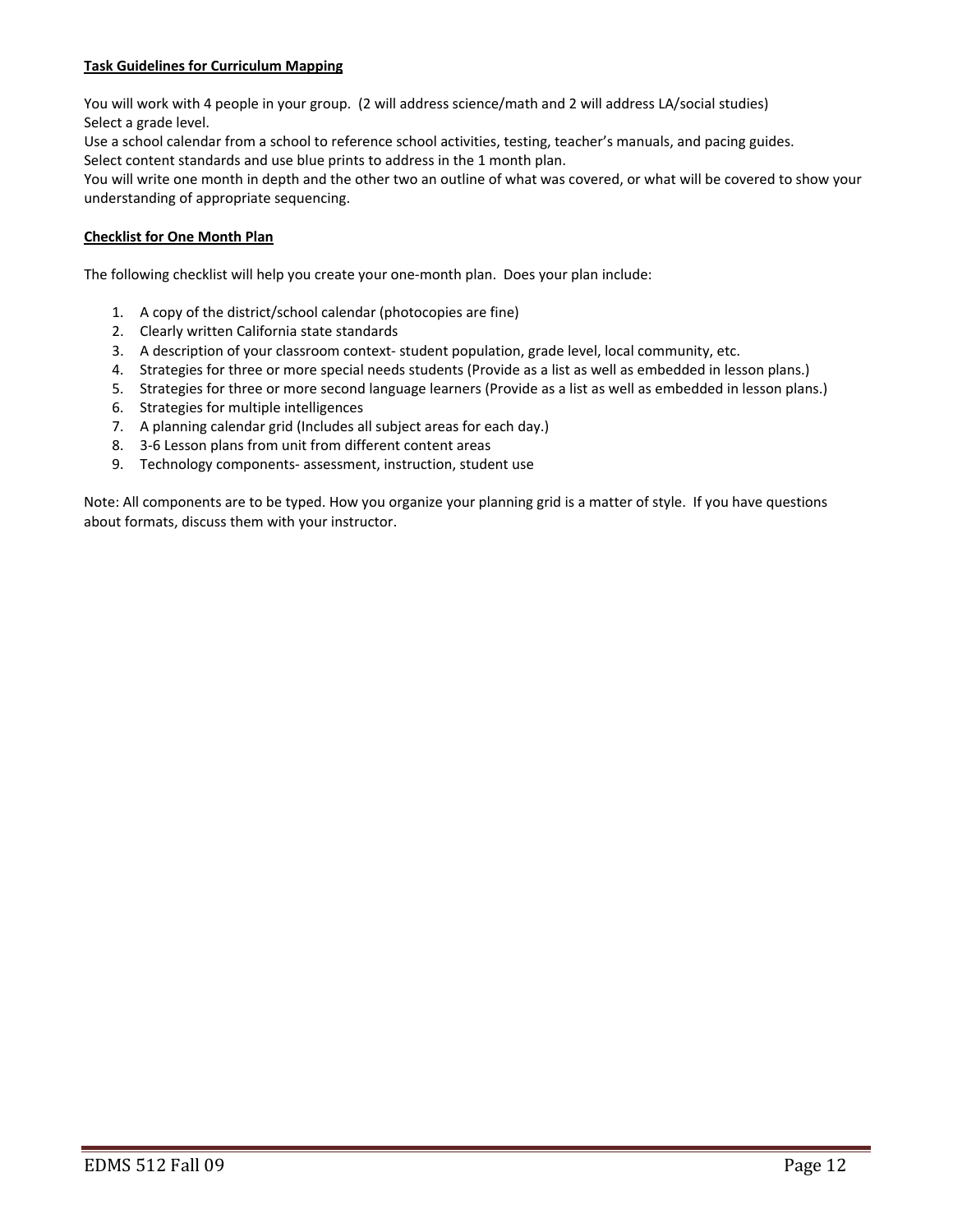**<u>Task Guidelines for Curriculum Mapping</u>**

You will work with 4 people in your group. (2 will address science/math and 2 will address LA/social studies)
Select a grade level.
Use a school calendar from a school to reference school activities, testing, teacher's manuals, and pacing guides.
Select content standards and use blue prints to address in the 1 month plan.
You will write one month in depth and the other two an outline of what was covered, or what will be covered to show your understanding of appropriate sequencing.

**<u>Checklist for One Month Plan</u>**

The following checklist will help you create your one-month plan. Does your plan include:

1. A copy of the district/school calendar (photocopies are fine)
2. Clearly written California state standards
3. A description of your classroom context- student population, grade level, local community, etc.
4. Strategies for three or more special needs students (Provide as a list as well as embedded in lesson plans.)
5. Strategies for three or more second language learners (Provide as a list as well as embedded in lesson plans.)
6. Strategies for multiple intelligences
7. A planning calendar grid (Includes all subject areas for each day.)
8. 3-6 Lesson plans from unit from different content areas
9. Technology components- assessment, instruction, student use

Note: All components are to be typed. How you organize your planning grid is a matter of style. If you have questions about formats, discuss them with your instructor.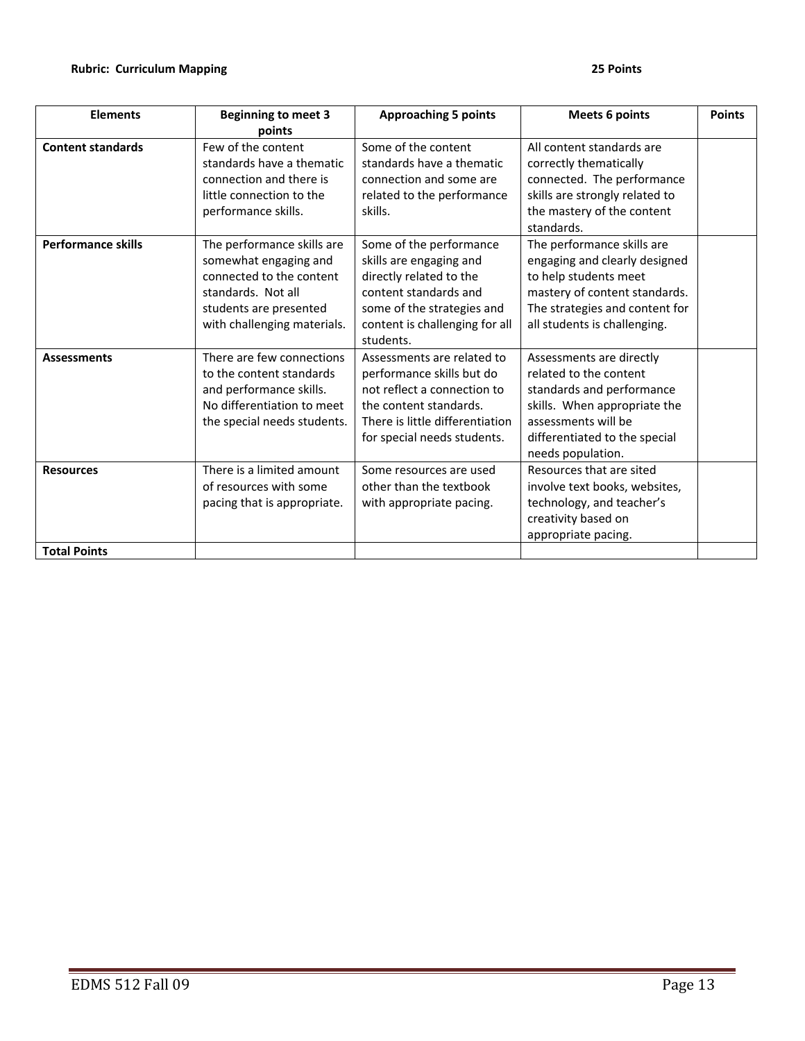**Rubric: Curriculum Mapping** **25 Points**

| Elements | Beginning to meet 3 points | Approaching 5 points | Meets 6 points | Points |
|---|---|---|---|---|
| **Content standards** | Few of the content standards have a thematic connection and there is little connection to the performance skills. | Some of the content standards have a thematic connection and some are related to the performance skills. | All content standards are correctly thematically connected. The performance skills are strongly related to the mastery of the content standards. | |
| **Performance skills** | The performance skills are somewhat engaging and connected to the content standards. Not all students are presented with challenging materials. | Some of the performance skills are engaging and directly related to the content standards and some of the strategies and content is challenging for all students. | The performance skills are engaging and clearly designed to help students meet mastery of content standards. The strategies and content for all students is challenging. | |
| **Assessments** | There are few connections to the content standards and performance skills. No differentiation to meet the special needs students. | Assessments are related to performance skills but do not reflect a connection to the content standards. There is little differentiation for special needs students. | Assessments are directly related to the content standards and performance skills. When appropriate the assessments will be differentiated to the special needs population. | |
| **Resources** | There is a limited amount of resources with some pacing that is appropriate. | Some resources are used other than the textbook with appropriate pacing. | Resources that are sited involve text books, websites, technology, and teacher's creativity based on appropriate pacing. | |
| **Total Points** | | | | |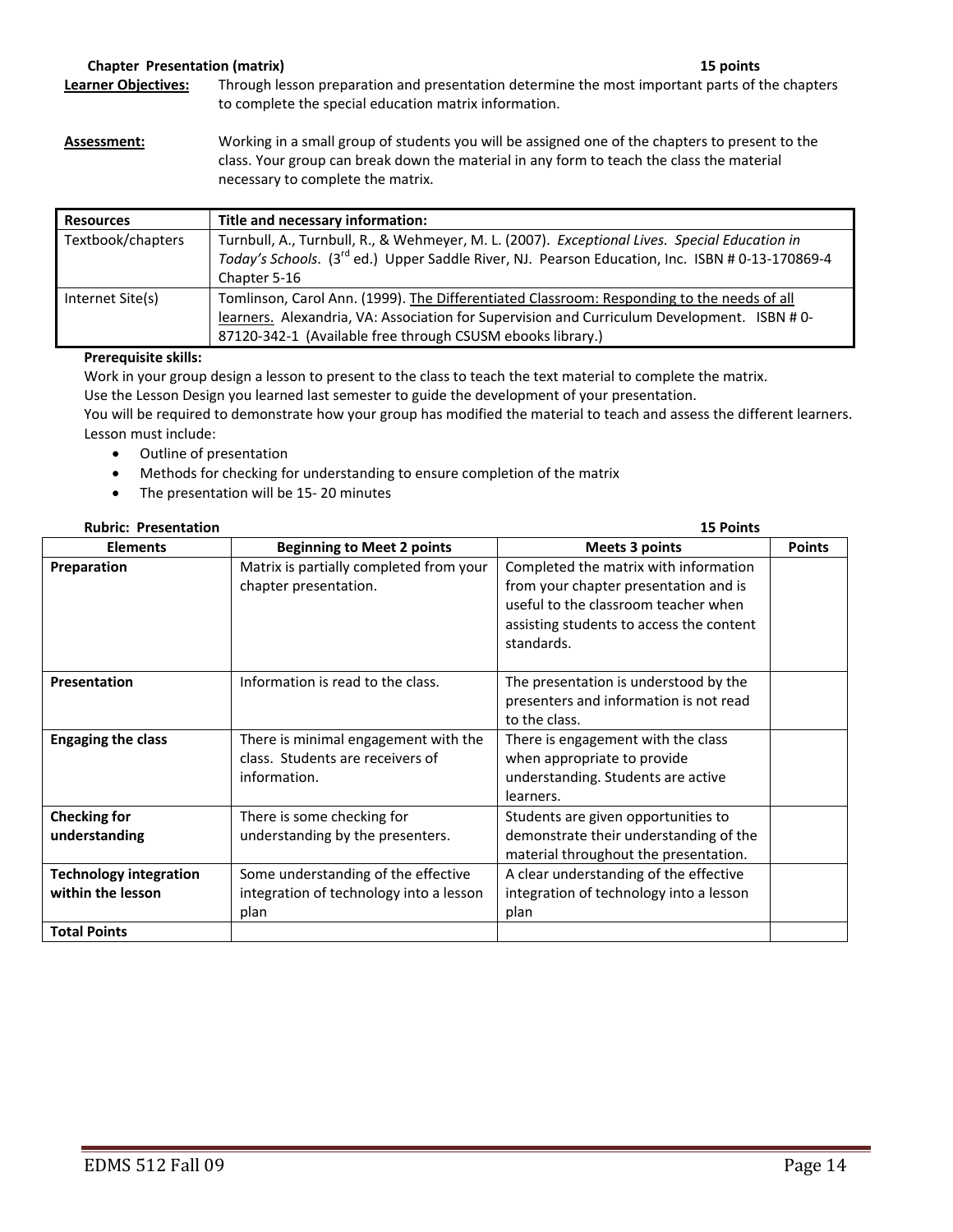**Chapter Presentation (matrix)** **15 points**

**Learner Objectives:** Through lesson preparation and presentation determine the most important parts of the chapters to complete the special education matrix information.

**Assessment:** Working in a small group of students you will be assigned one of the chapters to present to the class. Your group can break down the material in any form to teach the class the material necessary to complete the matrix.

| Resources | Title and necessary information: |
|---|---|
| Textbook/chapters | Turnbull, A., Turnbull, R., & Wehmeyer, M. L. (2007). *Exceptional Lives. Special Education in Today's Schools*. (3rd ed.) Upper Saddle River, NJ. Pearson Education, Inc. ISBN # 0-13-170869-4 Chapter 5-16 |
| Internet Site(s) | Tomlinson, Carol Ann. (1999). The Differentiated Classroom: Responding to the needs of all learners. Alexandria, VA: Association for Supervision and Curriculum Development. ISBN # 0-87120-342-1 (Available free through CSUSM ebooks library.) |

**Prerequisite skills:**

Work in your group design a lesson to present to the class to teach the text material to complete the matrix.
Use the Lesson Design you learned last semester to guide the development of your presentation.
You will be required to demonstrate how your group has modified the material to teach and assess the different learners.
Lesson must include:

- Outline of presentation
- Methods for checking for understanding to ensure completion of the matrix
- The presentation will be 15- 20 minutes

**Rubric: Presentation** **15 Points**

| Elements | Beginning to Meet 2 points | Meets 3 points | Points |
|---|---|---|---|
| **Preparation** | Matrix is partially completed from your chapter presentation. | Completed the matrix with information from your chapter presentation and is useful to the classroom teacher when assisting students to access the content standards. | |
| **Presentation** | Information is read to the class. | The presentation is understood by the presenters and information is not read to the class. | |
| **Engaging the class** | There is minimal engagement with the class. Students are receivers of information. | There is engagement with the class when appropriate to provide understanding. Students are active learners. | |
| **Checking for understanding** | There is some checking for understanding by the presenters. | Students are given opportunities to demonstrate their understanding of the material throughout the presentation. | |
| **Technology integration within the lesson** | Some understanding of the effective integration of technology into a lesson plan | A clear understanding of the effective integration of technology into a lesson plan | |
| **Total Points** | | | |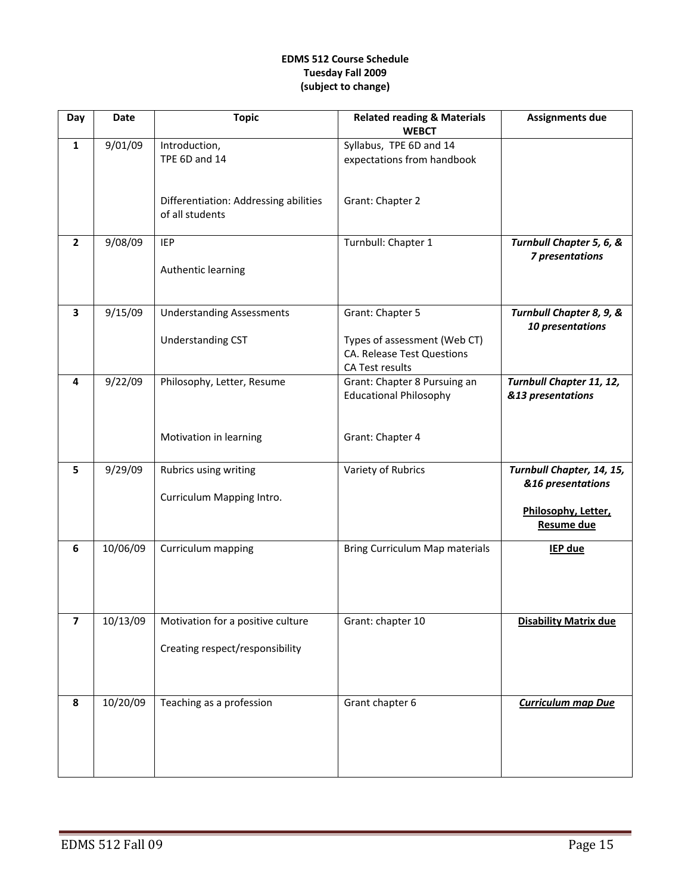**EDMS 512 Course Schedule**
**Tuesday Fall 2009**
**(subject to change)**

| Day | Date | Topic | Related reading & Materials WEBCT | Assignments due |
|---|---|---|---|---|
| **1** | 9/01/09 | Introduction,<br>TPE 6D and 14<br><br>Differentiation: Addressing abilities of all students | Syllabus, TPE 6D and 14 expectations from handbook<br><br>Grant: Chapter 2 | |
| **2** | 9/08/09 | IEP<br><br>Authentic learning | Turnbull: Chapter 1 | ***Turnbull Chapter 5, 6, & 7 presentations*** |
| **3** | 9/15/09 | Understanding Assessments<br><br>Understanding CST | Grant: Chapter 5<br><br>Types of assessment (Web CT)<br>CA. Release Test Questions<br>CA Test results | ***Turnbull Chapter 8, 9, & 10 presentations*** |
| **4** | 9/22/09 | Philosophy, Letter, Resume<br><br>Motivation in learning | Grant: Chapter 8 Pursuing an Educational Philosophy<br><br>Grant: Chapter 4 | ***Turnbull Chapter 11, 12, &13 presentations*** |
| **5** | 9/29/09 | Rubrics using writing<br><br>Curriculum Mapping Intro. | Variety of Rubrics | ***Turnbull Chapter, 14, 15, &16 presentations***<br><br>**Philosophy, Letter, Resume due** |
| **6** | 10/06/09 | Curriculum mapping | Bring Curriculum Map materials | **IEP due** |
| **7** | 10/13/09 | Motivation for a positive culture<br><br>Creating respect/responsibility | Grant: chapter 10 | **Disability Matrix due** |
| **8** | 10/20/09 | Teaching as a profession | Grant chapter 6 | ***Curriculum map Due*** |